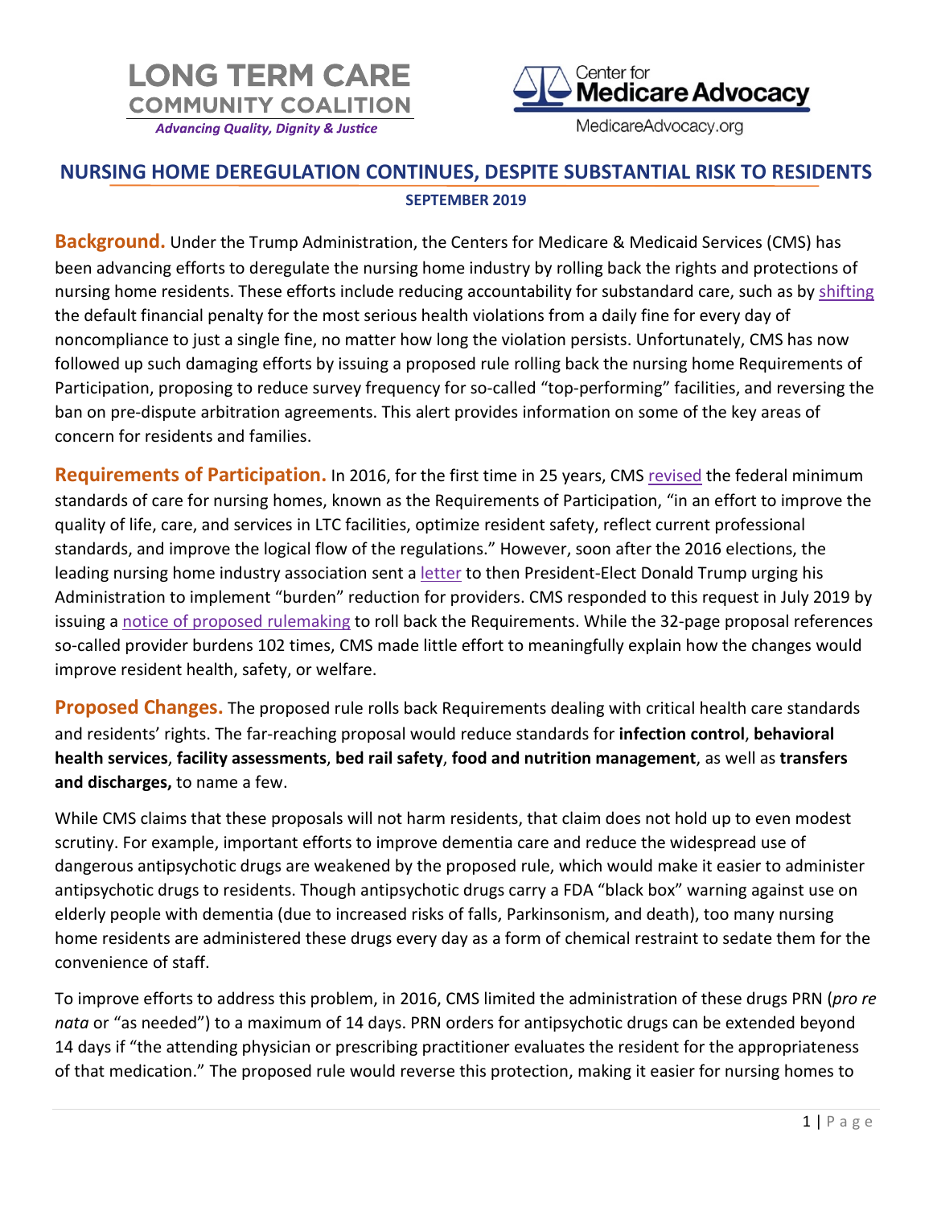LONG TERM CARE
COMMUNITY COALITION
*Advancing Quality, Dignity & Justice*

Center for Medicare Advocacy
MedicareAdvocacy.org

# NURSING HOME DEREGULATION CONTINUES, DESPITE SUBSTANTIAL RISK TO RESIDENTS

**SEPTEMBER 2019**

**Background.** Under the Trump Administration, the Centers for Medicare & Medicaid Services (CMS) has been advancing efforts to deregulate the nursing home industry by rolling back the rights and protections of nursing home residents. These efforts include reducing accountability for substandard care, such as by shifting the default financial penalty for the most serious health violations from a daily fine for every day of noncompliance to just a single fine, no matter how long the violation persists. Unfortunately, CMS has now followed up such damaging efforts by issuing a proposed rule rolling back the nursing home Requirements of Participation, proposing to reduce survey frequency for so-called "top-performing" facilities, and reversing the ban on pre-dispute arbitration agreements. This alert provides information on some of the key areas of concern for residents and families.

**Requirements of Participation.** In 2016, for the first time in 25 years, CMS revised the federal minimum standards of care for nursing homes, known as the Requirements of Participation, "in an effort to improve the quality of life, care, and services in LTC facilities, optimize resident safety, reflect current professional standards, and improve the logical flow of the regulations." However, soon after the 2016 elections, the leading nursing home industry association sent a letter to then President-Elect Donald Trump urging his Administration to implement "burden" reduction for providers. CMS responded to this request in July 2019 by issuing a notice of proposed rulemaking to roll back the Requirements. While the 32-page proposal references so-called provider burdens 102 times, CMS made little effort to meaningfully explain how the changes would improve resident health, safety, or welfare.

**Proposed Changes.** The proposed rule rolls back Requirements dealing with critical health care standards and residents' rights. The far-reaching proposal would reduce standards for **infection control**, **behavioral health services**, **facility assessments**, **bed rail safety**, **food and nutrition management**, as well as **transfers and discharges,** to name a few.

While CMS claims that these proposals will not harm residents, that claim does not hold up to even modest scrutiny. For example, important efforts to improve dementia care and reduce the widespread use of dangerous antipsychotic drugs are weakened by the proposed rule, which would make it easier to administer antipsychotic drugs to residents. Though antipsychotic drugs carry a FDA "black box" warning against use on elderly people with dementia (due to increased risks of falls, Parkinsonism, and death), too many nursing home residents are administered these drugs every day as a form of chemical restraint to sedate them for the convenience of staff.

To improve efforts to address this problem, in 2016, CMS limited the administration of these drugs PRN (*pro re nata* or "as needed") to a maximum of 14 days. PRN orders for antipsychotic drugs can be extended beyond 14 days if "the attending physician or prescribing practitioner evaluates the resident for the appropriateness of that medication." The proposed rule would reverse this protection, making it easier for nursing homes to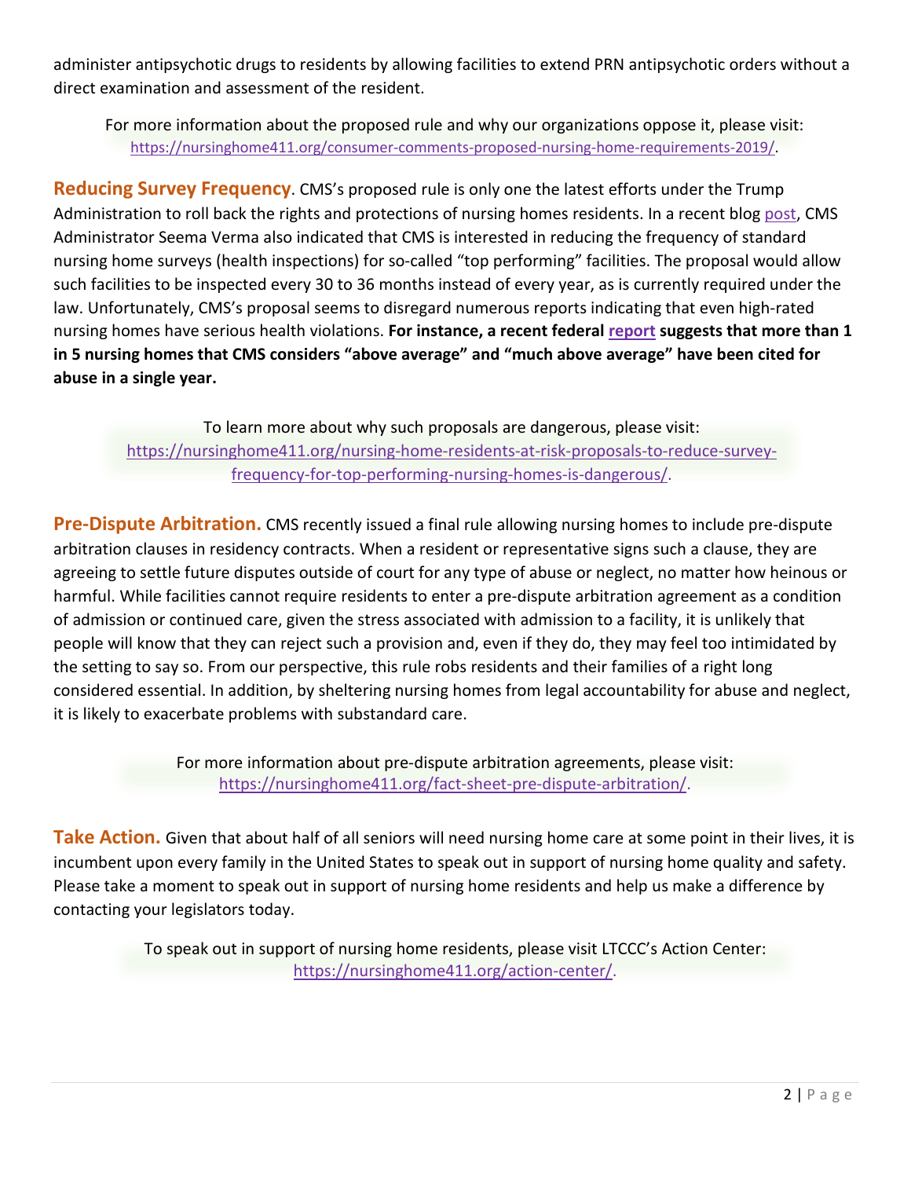administer antipsychotic drugs to residents by allowing facilities to extend PRN antipsychotic orders without a direct examination and assessment of the resident.

For more information about the proposed rule and why our organizations oppose it, please visit: https://nursinghome411.org/consumer-comments-proposed-nursing-home-requirements-2019/.

**Reducing Survey Frequency**. CMS's proposed rule is only one the latest efforts under the Trump Administration to roll back the rights and protections of nursing homes residents. In a recent blog post, CMS Administrator Seema Verma also indicated that CMS is interested in reducing the frequency of standard nursing home surveys (health inspections) for so-called "top performing" facilities. The proposal would allow such facilities to be inspected every 30 to 36 months instead of every year, as is currently required under the law. Unfortunately, CMS's proposal seems to disregard numerous reports indicating that even high-rated nursing homes have serious health violations. **For instance, a recent federal report suggests that more than 1 in 5 nursing homes that CMS considers "above average" and "much above average" have been cited for abuse in a single year.**

To learn more about why such proposals are dangerous, please visit: https://nursinghome411.org/nursing-home-residents-at-risk-proposals-to-reduce-survey-frequency-for-top-performing-nursing-homes-is-dangerous/.

**Pre-Dispute Arbitration.** CMS recently issued a final rule allowing nursing homes to include pre-dispute arbitration clauses in residency contracts. When a resident or representative signs such a clause, they are agreeing to settle future disputes outside of court for any type of abuse or neglect, no matter how heinous or harmful. While facilities cannot require residents to enter a pre-dispute arbitration agreement as a condition of admission or continued care, given the stress associated with admission to a facility, it is unlikely that people will know that they can reject such a provision and, even if they do, they may feel too intimidated by the setting to say so. From our perspective, this rule robs residents and their families of a right long considered essential. In addition, by sheltering nursing homes from legal accountability for abuse and neglect, it is likely to exacerbate problems with substandard care.

For more information about pre-dispute arbitration agreements, please visit: https://nursinghome411.org/fact-sheet-pre-dispute-arbitration/.

**Take Action.** Given that about half of all seniors will need nursing home care at some point in their lives, it is incumbent upon every family in the United States to speak out in support of nursing home quality and safety. Please take a moment to speak out in support of nursing home residents and help us make a difference by contacting your legislators today.

To speak out in support of nursing home residents, please visit LTCCC's Action Center: https://nursinghome411.org/action-center/.